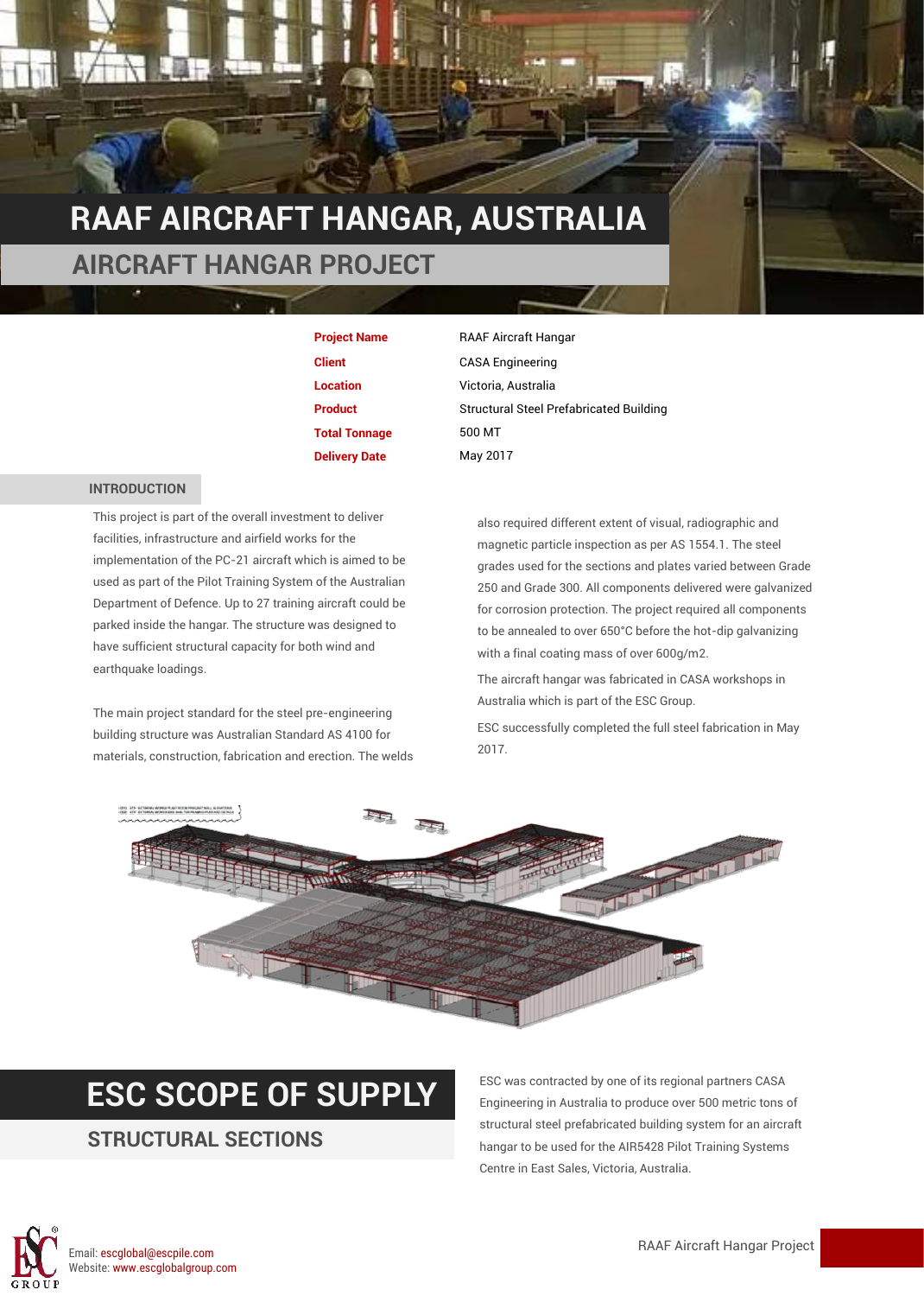# RAAF AIRCRAFT HANGAR, AUSTRALIA

## AIRCRAFT HANGAR PROJECT

| | |
|---|---|
| **Project Name** | RAAF Aircraft Hangar |
| **Client** | CASA Engineering |
| **Location** | Victoria, Australia |
| **Product** | Structural Steel Prefabricated Building |
| **Total Tonnage** | 500 MT |
| **Delivery Date** | May 2017 |

### INTRODUCTION

This project is part of the overall investment to deliver facilities, infrastructure and airfield works for the implementation of the PC-21 aircraft which is aimed to be used as part of the Pilot Training System of the Australian Department of Defence. Up to 27 training aircraft could be parked inside the hangar. The structure was designed to have sufficient structural capacity for both wind and earthquake loadings.

The main project standard for the steel pre-engineering building structure was Australian Standard AS 4100 for materials, construction, fabrication and erection. The welds also required different extent of visual, radiographic and magnetic particle inspection as per AS 1554.1. The steel grades used for the sections and plates varied between Grade 250 and Grade 300. All components delivered were galvanized for corrosion protection. The project required all components to be annealed to over 650°C before the hot-dip galvanizing with a final coating mass of over 600g/m2.

The aircraft hangar was fabricated in CASA workshops in Australia which is part of the ESC Group.

ESC successfully completed the full steel fabrication in May 2017.

## ESC SCOPE OF SUPPLY

### STRUCTURAL SECTIONS

ESC was contracted by one of its regional partners CASA Engineering in Australia to produce over 500 metric tons of structural steel prefabricated building system for an aircraft hangar to be used for the AIR5428 Pilot Training Systems Centre in East Sales, Victoria, Australia.

Email: escglobal@escpile.com
Website: www.escglobalgroup.com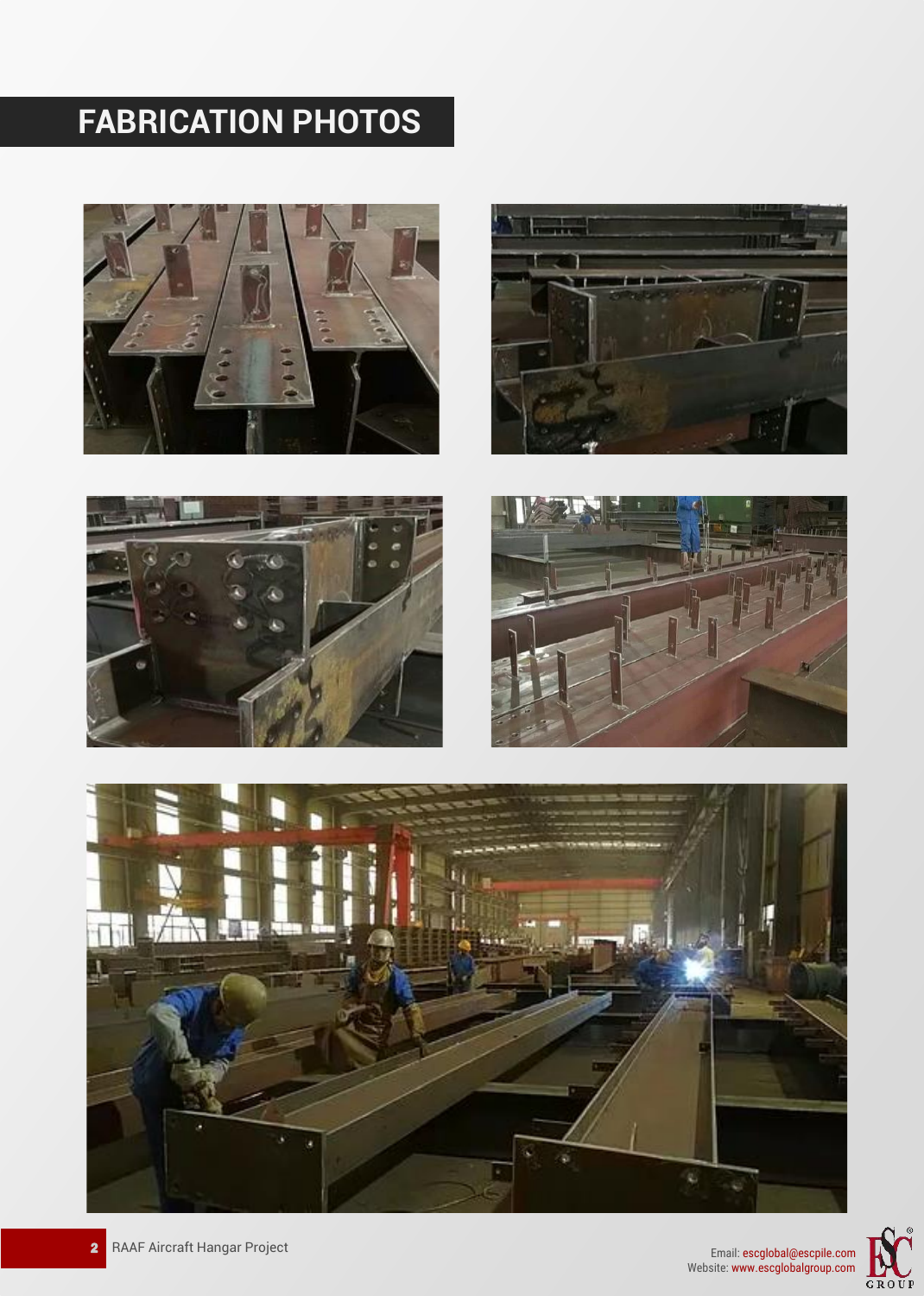# FABRICATION PHOTOS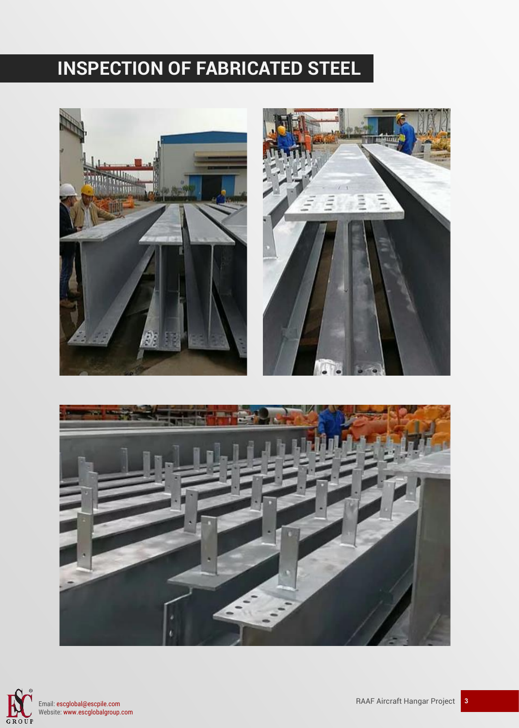# INSPECTION OF FABRICATED STEEL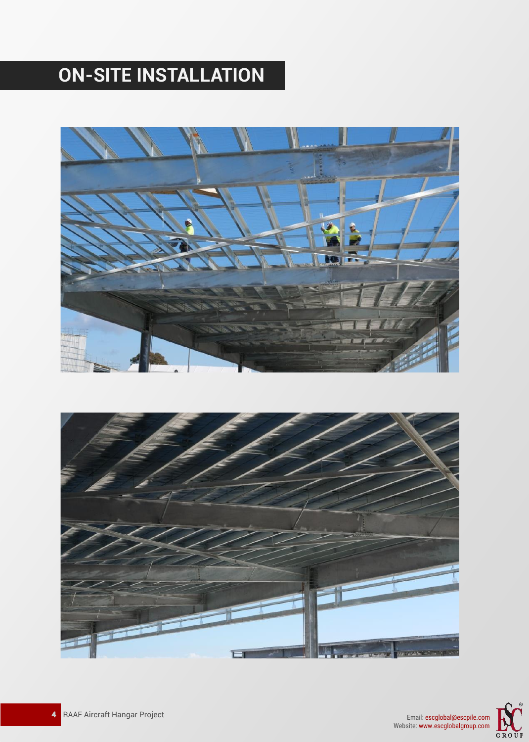# ON-SITE INSTALLATION